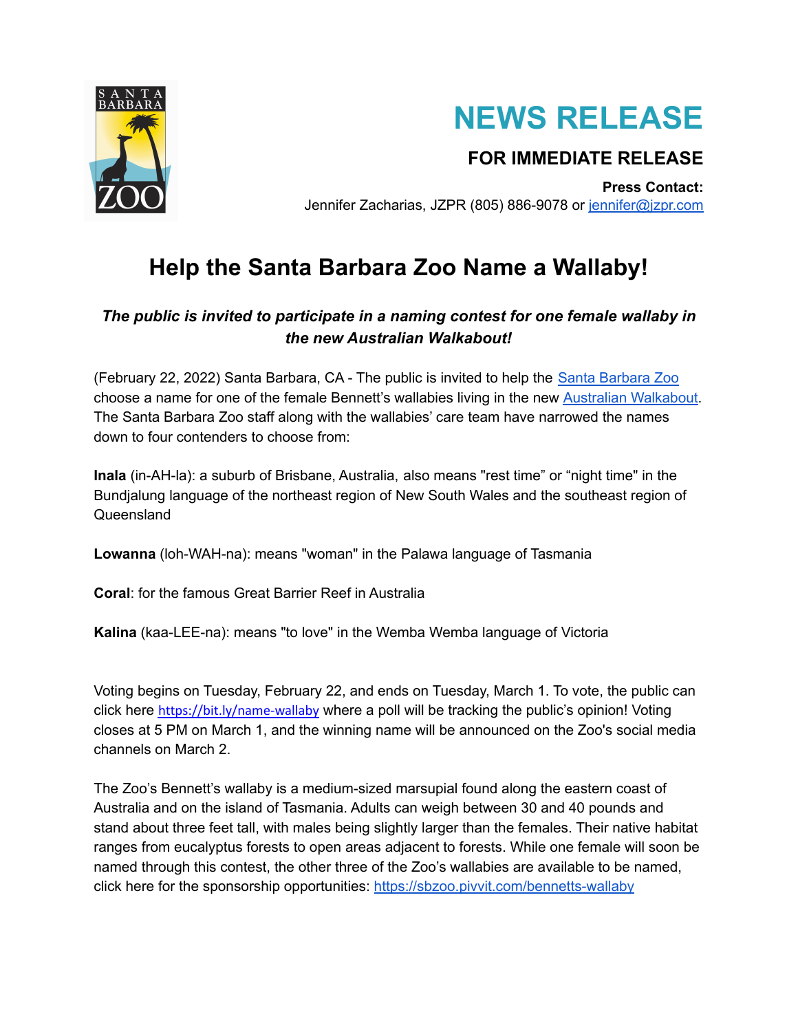# NEWS RELEASE

**FOR IMMEDIATE RELEASE**

**Press Contact:**
Jennifer Zacharias, JZPR (805) 886-9078 or jennifer@jzpr.com

## Help the Santa Barbara Zoo Name a Wallaby!

***The public is invited to participate in a naming contest for one female wallaby in the new Australian Walkabout!***

(February 22, 2022) Santa Barbara, CA - The public is invited to help the Santa Barbara Zoo choose a name for one of the female Bennett's wallabies living in the new Australian Walkabout. The Santa Barbara Zoo staff along with the wallabies' care team have narrowed the names down to four contenders to choose from:

**Inala** (in-AH-la): a suburb of Brisbane, Australia, also means "rest time" or "night time" in the Bundjalung language of the northeast region of New South Wales and the southeast region of Queensland

**Lowanna** (loh-WAH-na): means "woman" in the Palawa language of Tasmania

**Coral**: for the famous Great Barrier Reef in Australia

**Kalina** (kaa-LEE-na): means "to love" in the Wemba Wemba language of Victoria

Voting begins on Tuesday, February 22, and ends on Tuesday, March 1. To vote, the public can click here https://bit.ly/name-wallaby where a poll will be tracking the public's opinion! Voting closes at 5 PM on March 1, and the winning name will be announced on the Zoo's social media channels on March 2.

The Zoo's Bennett's wallaby is a medium-sized marsupial found along the eastern coast of Australia and on the island of Tasmania. Adults can weigh between 30 and 40 pounds and stand about three feet tall, with males being slightly larger than the females. Their native habitat ranges from eucalyptus forests to open areas adjacent to forests. While one female will soon be named through this contest, the other three of the Zoo's wallabies are available to be named, click here for the sponsorship opportunities: https://sbzoo.pivvit.com/bennetts-wallaby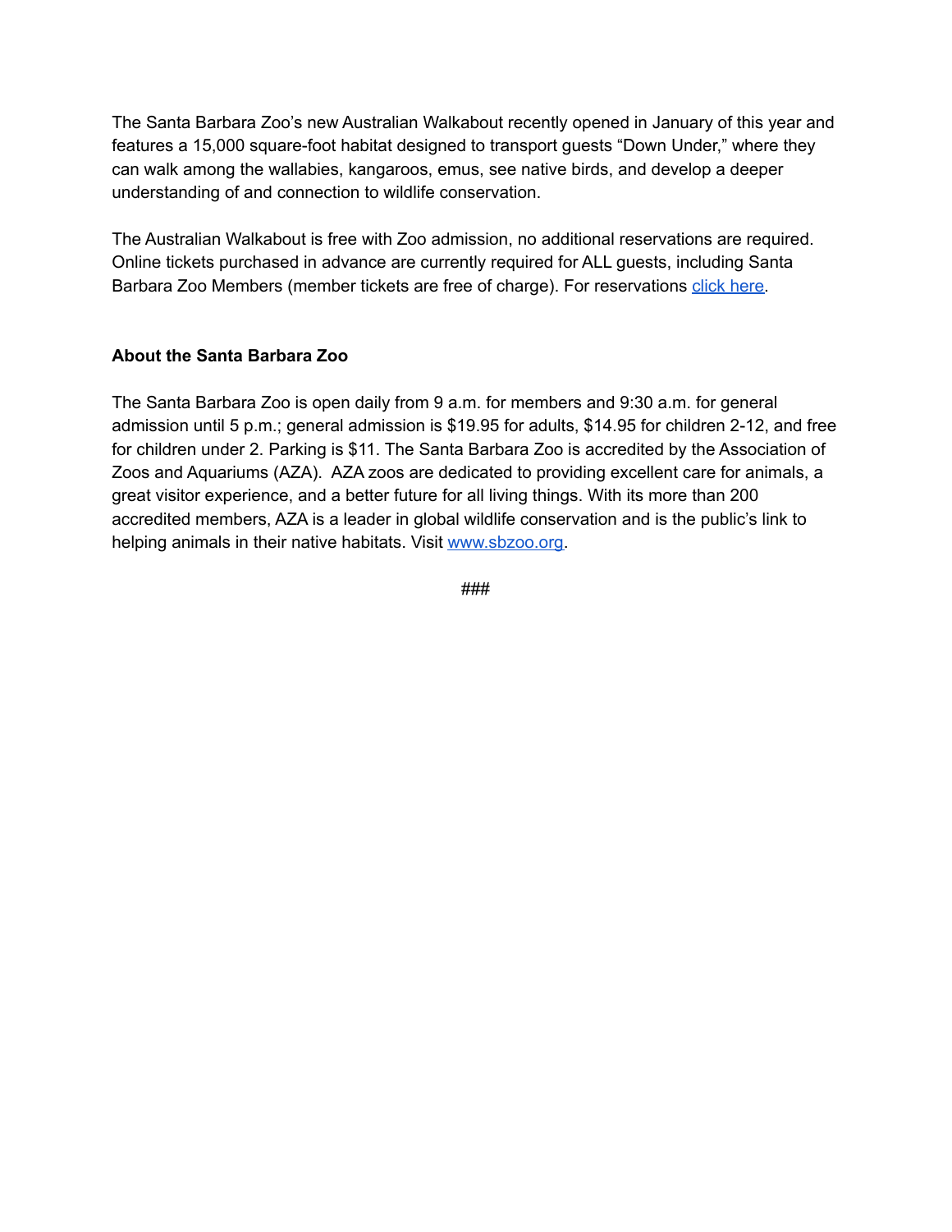The Santa Barbara Zoo's new Australian Walkabout recently opened in January of this year and features a 15,000 square-foot habitat designed to transport guests "Down Under," where they can walk among the wallabies, kangaroos, emus, see native birds, and develop a deeper understanding of and connection to wildlife conservation.

The Australian Walkabout is free with Zoo admission, no additional reservations are required. Online tickets purchased in advance are currently required for ALL guests, including Santa Barbara Zoo Members (member tickets are free of charge). For reservations click here.

**About the Santa Barbara Zoo**

The Santa Barbara Zoo is open daily from 9 a.m. for members and 9:30 a.m. for general admission until 5 p.m.; general admission is $19.95 for adults, $14.95 for children 2-12, and free for children under 2. Parking is $11. The Santa Barbara Zoo is accredited by the Association of Zoos and Aquariums (AZA). AZA zoos are dedicated to providing excellent care for animals, a great visitor experience, and a better future for all living things. With its more than 200 accredited members, AZA is a leader in global wildlife conservation and is the public's link to helping animals in their native habitats. Visit www.sbzoo.org.

###